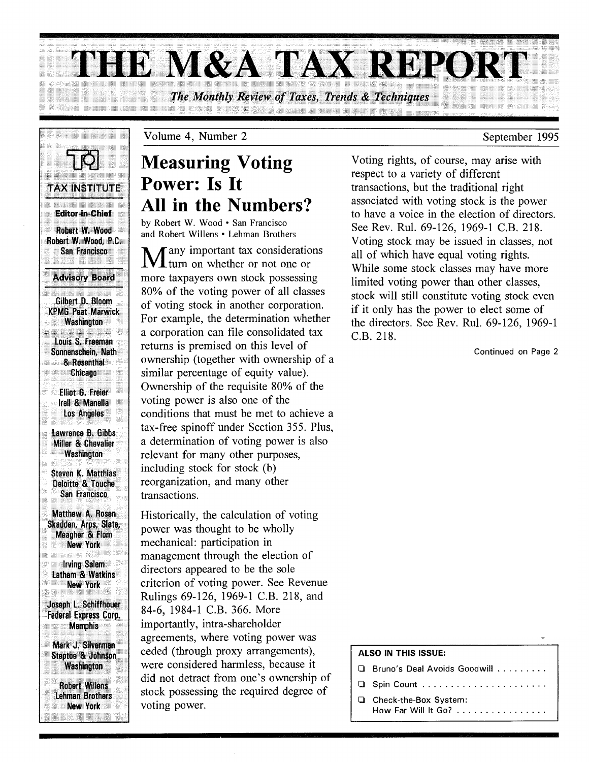# THE M&A TAX REPORT

*The Monthly Review of Taxes, Trends & Techniques*

TAX INSTITUTE

**Editor-in-Chief**

Robert W. Wood
Robert W. Wood, P.C.
San Francisco

**Advisory Board**

Gilbert D. Bloom
KPMG Peat Marwick
Washington

Louis S. Freeman
Sonnenschein, Nath & Rosenthal
Chicago

Elliot G. Freier
Irell & Manella
Los Angeles

Lawrence B. Gibbs
Miller & Chevalier
Washington

Steven K. Matthias
Deloitte & Touche
San Francisco

Matthew A. Rosen
Skadden, Arps, Slate, Meagher & Flom
New York

Irving Salem
Latham & Watkins
New York

Joseph L. Schiffhouer
Federal Express Corp.
Memphis

Mark J. Silverman
Steptoe & Johnson
Washington

Robert Willens
Lehman Brothers
New York

Volume 4, Number 2 — September 1995

## Measuring Voting Power: Is It All in the Numbers?

by Robert W. Wood • San Francisco
and Robert Willens • Lehman Brothers

Many important tax considerations turn on whether or not one or more taxpayers own stock possessing 80% of the voting power of all classes of voting stock in another corporation. For example, the determination whether a corporation can file consolidated tax returns is premised on this level of ownership (together with ownership of a similar percentage of equity value). Ownership of the requisite 80% of the voting power is also one of the conditions that must be met to achieve a tax-free spinoff under Section 355. Plus, a determination of voting power is also relevant for many other purposes, including stock for stock (b) reorganization, and many other transactions.

Historically, the calculation of voting power was thought to be wholly mechanical: participation in management through the election of directors appeared to be the sole criterion of voting power. See Revenue Rulings 69-126, 1969-1 C.B. 218, and 84-6, 1984-1 C.B. 366. More importantly, intra-shareholder agreements, where voting power was ceded (through proxy arrangements), were considered harmless, because it did not detract from one's ownership of stock possessing the required degree of voting power.

Voting rights, of course, may arise with respect to a variety of different transactions, but the traditional right associated with voting stock is the power to have a voice in the election of directors. See Rev. Rul. 69-126, 1969-1 C.B. 218. Voting stock may be issued in classes, not all of which have equal voting rights. While some stock classes may have more limited voting power than other classes, stock will still constitute voting stock even if it only has the power to elect some of the directors. See Rev. Rul. 69-126, 1969-1 C.B. 218.

Continued on Page 2

**ALSO IN THIS ISSUE:**

- Bruno's Deal Avoids Goodwill . . . . . . . . .
- Spin Count . . . . . . . . . . . . . . . . . . . . . .
- Check-the-Box System: How Far Will It Go? . . . . . . . . . . . . . . . .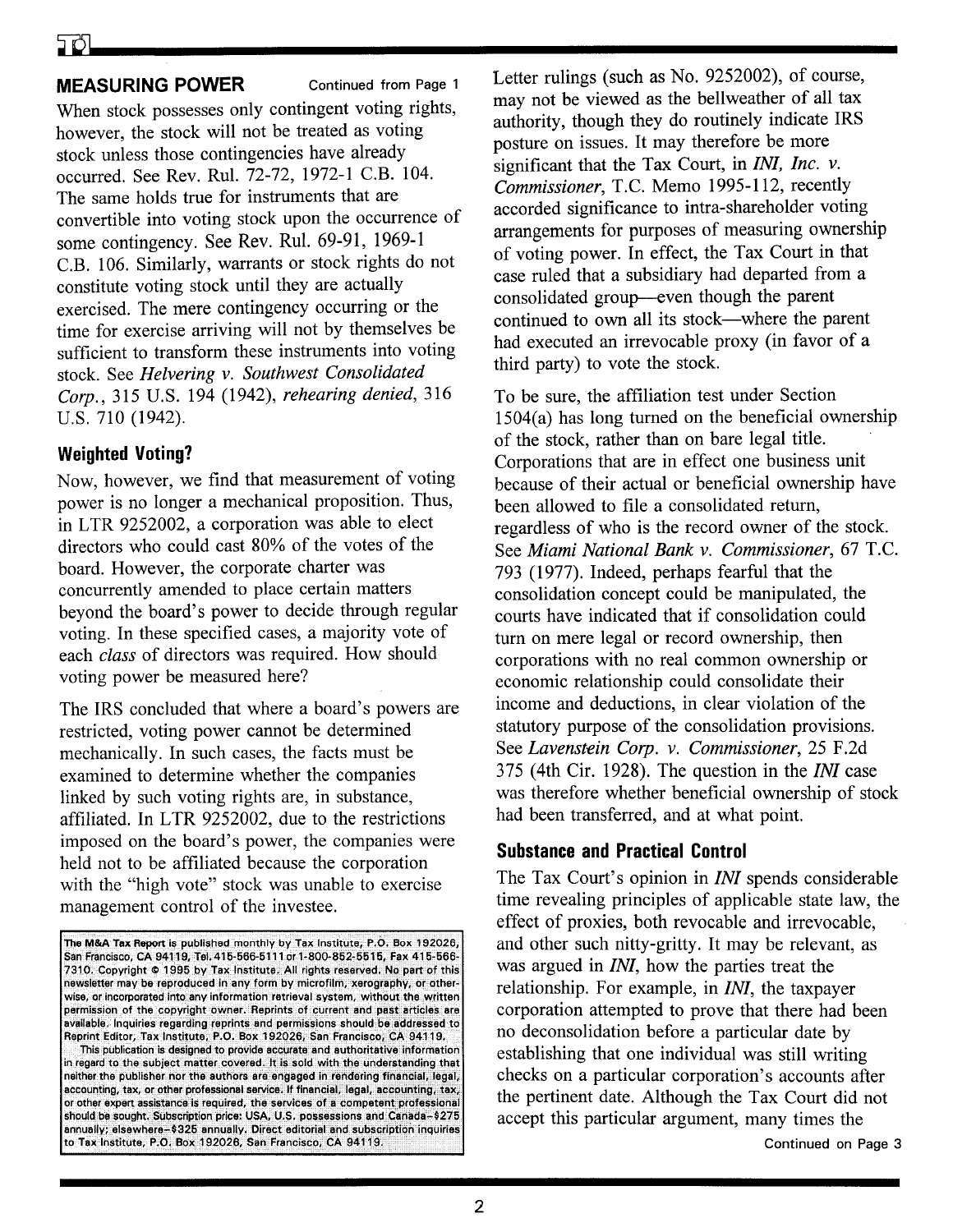## MEASURING POWER

Continued from Page 1

When stock possesses only contingent voting rights, however, the stock will not be treated as voting stock unless those contingencies have already occurred. See Rev. Rul. 72-72, 1972-1 C.B. 104. The same holds true for instruments that are convertible into voting stock upon the occurrence of some contingency. See Rev. Rul. 69-91, 1969-1 C.B. 106. Similarly, warrants or stock rights do not constitute voting stock until they are actually exercised. The mere contingency occurring or the time for exercise arriving will not by themselves be sufficient to transform these instruments into voting stock. See *Helvering v. Southwest Consolidated Corp.*, 315 U.S. 194 (1942), *rehearing denied*, 316 U.S. 710 (1942).

### Weighted Voting?

Now, however, we find that measurement of voting power is no longer a mechanical proposition. Thus, in LTR 9252002, a corporation was able to elect directors who could cast 80% of the votes of the board. However, the corporate charter was concurrently amended to place certain matters beyond the board's power to decide through regular voting. In these specified cases, a majority vote of each *class* of directors was required. How should voting power be measured here?

The IRS concluded that where a board's powers are restricted, voting power cannot be determined mechanically. In such cases, the facts must be examined to determine whether the companies linked by such voting rights are, in substance, affiliated. In LTR 9252002, due to the restrictions imposed on the board's power, the companies were held not to be affiliated because the corporation with the "high vote" stock was unable to exercise management control of the investee.

The M&A Tax Report is published monthly by Tax Institute, P.O. Box 192026, San Francisco, CA 94119, Tel. 415-566-5111 or 1-800-852-5515, Fax 415-566-7310. Copyright © 1995 by Tax Institute. All rights reserved. No part of this newsletter may be reproduced in any form by microfilm, xerography, or otherwise, or incorporated into any information retrieval system, without the written permission of the copyright owner. Reprints of current and past articles are available. Inquiries regarding reprints and permissions should be addressed to Reprint Editor, Tax Institute, P.O. Box 192026, San Francisco, CA 94119.

This publication is designed to provide accurate and authoritative information in regard to the subject matter covered. It is sold with the understanding that neither the publisher nor the authors are engaged in rendering financial, legal, accounting, tax, or other professional service. If financial, legal, accounting, tax, or other expert assistance is required, the services of a competent professional should be sought. Subscription price: USA, U.S. possessions and Canada—$275 annually; elsewhere—$325 annually. Direct editorial and subscription inquiries to Tax Institute, P.O. Box 192026, San Francisco, CA 94119.

Letter rulings (such as No. 9252002), of course, may not be viewed as the bellweather of all tax authority, though they do routinely indicate IRS posture on issues. It may therefore be more significant that the Tax Court, in *INI, Inc. v. Commissioner*, T.C. Memo 1995-112, recently accorded significance to intra-shareholder voting arrangements for purposes of measuring ownership of voting power. In effect, the Tax Court in that case ruled that a subsidiary had departed from a consolidated group—even though the parent continued to own all its stock—where the parent had executed an irrevocable proxy (in favor of a third party) to vote the stock.

To be sure, the affiliation test under Section 1504(a) has long turned on the beneficial ownership of the stock, rather than on bare legal title. Corporations that are in effect one business unit because of their actual or beneficial ownership have been allowed to file a consolidated return, regardless of who is the record owner of the stock. See *Miami National Bank v. Commissioner*, 67 T.C. 793 (1977). Indeed, perhaps fearful that the consolidation concept could be manipulated, the courts have indicated that if consolidation could turn on mere legal or record ownership, then corporations with no real common ownership or economic relationship could consolidate their income and deductions, in clear violation of the statutory purpose of the consolidation provisions. See *Lavenstein Corp. v. Commissioner*, 25 F.2d 375 (4th Cir. 1928). The question in the *INI* case was therefore whether beneficial ownership of stock had been transferred, and at what point.

### Substance and Practical Control

The Tax Court's opinion in *INI* spends considerable time revealing principles of applicable state law, the effect of proxies, both revocable and irrevocable, and other such nitty-gritty. It may be relevant, as was argued in *INI*, how the parties treat the relationship. For example, in *INI*, the taxpayer corporation attempted to prove that there had been no deconsolidation before a particular date by establishing that one individual was still writing checks on a particular corporation's accounts after the pertinent date. Although the Tax Court did not accept this particular argument, many times the

Continued on Page 3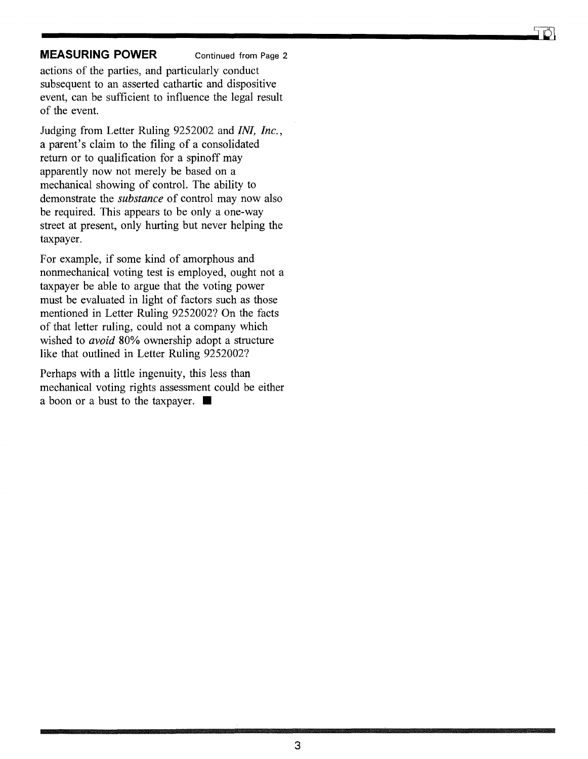**MEASURING POWER** Continued from Page 2

actions of the parties, and particularly conduct subsequent to an asserted cathartic and dispositive event, can be sufficient to influence the legal result of the event.

Judging from Letter Ruling 9252002 and *INI, Inc.*, a parent's claim to the filing of a consolidated return or to qualification for a spinoff may apparently now not merely be based on a mechanical showing of control. The ability to demonstrate the *substance* of control may now also be required. This appears to be only a one-way street at present, only hurting but never helping the taxpayer.

For example, if some kind of amorphous and nonmechanical voting test is employed, ought not a taxpayer be able to argue that the voting power must be evaluated in light of factors such as those mentioned in Letter Ruling 9252002? On the facts of that letter ruling, could not a company which wished to *avoid* 80% ownership adopt a structure like that outlined in Letter Ruling 9252002?

Perhaps with a little ingenuity, this less than mechanical voting rights assessment could be either a boon or a bust to the taxpayer. ■